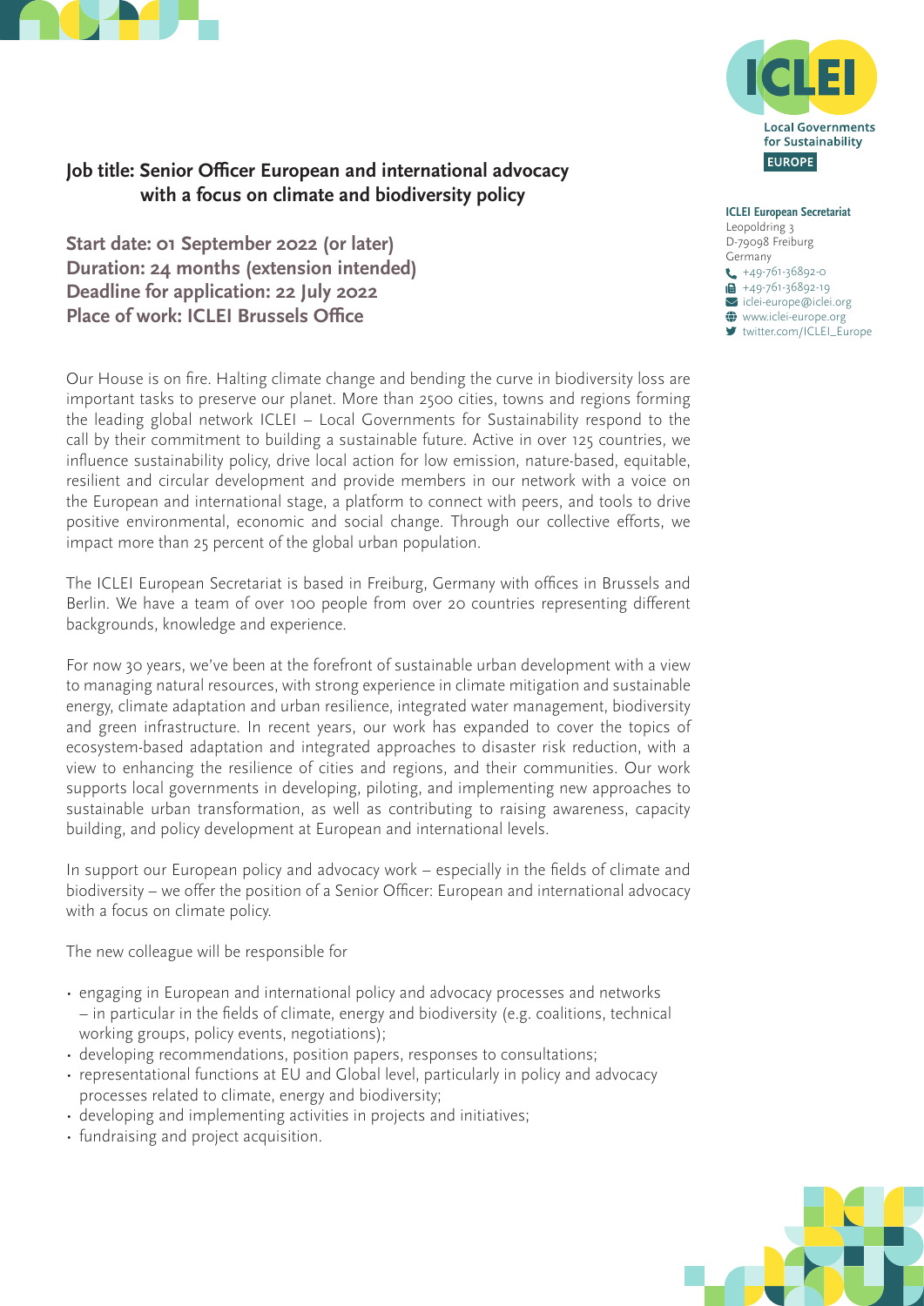ICLEI Local Governments for Sustainability EUROPE

**ICLEI European Secretariat**
Leopoldring 3
D-79098 Freiburg
Germany
+49-761-36892-0
+49-761-36892-19
iclei-europe@iclei.org
www.iclei-europe.org
twitter.com/ICLEI_Europe

## Job title: Senior Officer European and international advocacy with a focus on climate and biodiversity policy

**Start date: 01 September 2022 (or later)**
**Duration: 24 months (extension intended)**
**Deadline for application: 22 July 2022**
**Place of work: ICLEI Brussels Office**

Our House is on fire. Halting climate change and bending the curve in biodiversity loss are important tasks to preserve our planet. More than 2500 cities, towns and regions forming the leading global network ICLEI – Local Governments for Sustainability respond to the call by their commitment to building a sustainable future. Active in over 125 countries, we influence sustainability policy, drive local action for low emission, nature-based, equitable, resilient and circular development and provide members in our network with a voice on the European and international stage, a platform to connect with peers, and tools to drive positive environmental, economic and social change. Through our collective efforts, we impact more than 25 percent of the global urban population.

The ICLEI European Secretariat is based in Freiburg, Germany with offices in Brussels and Berlin. We have a team of over 100 people from over 20 countries representing different backgrounds, knowledge and experience.

For now 30 years, we've been at the forefront of sustainable urban development with a view to managing natural resources, with strong experience in climate mitigation and sustainable energy, climate adaptation and urban resilience, integrated water management, biodiversity and green infrastructure. In recent years, our work has expanded to cover the topics of ecosystem-based adaptation and integrated approaches to disaster risk reduction, with a view to enhancing the resilience of cities and regions, and their communities. Our work supports local governments in developing, piloting, and implementing new approaches to sustainable urban transformation, as well as contributing to raising awareness, capacity building, and policy development at European and international levels.

In support our European policy and advocacy work – especially in the fields of climate and biodiversity – we offer the position of a Senior Officer: European and international advocacy with a focus on climate policy.

The new colleague will be responsible for

- engaging in European and international policy and advocacy processes and networks – in particular in the fields of climate, energy and biodiversity (e.g. coalitions, technical working groups, policy events, negotiations);
- developing recommendations, position papers, responses to consultations;
- representational functions at EU and Global level, particularly in policy and advocacy processes related to climate, energy and biodiversity;
- developing and implementing activities in projects and initiatives;
- fundraising and project acquisition.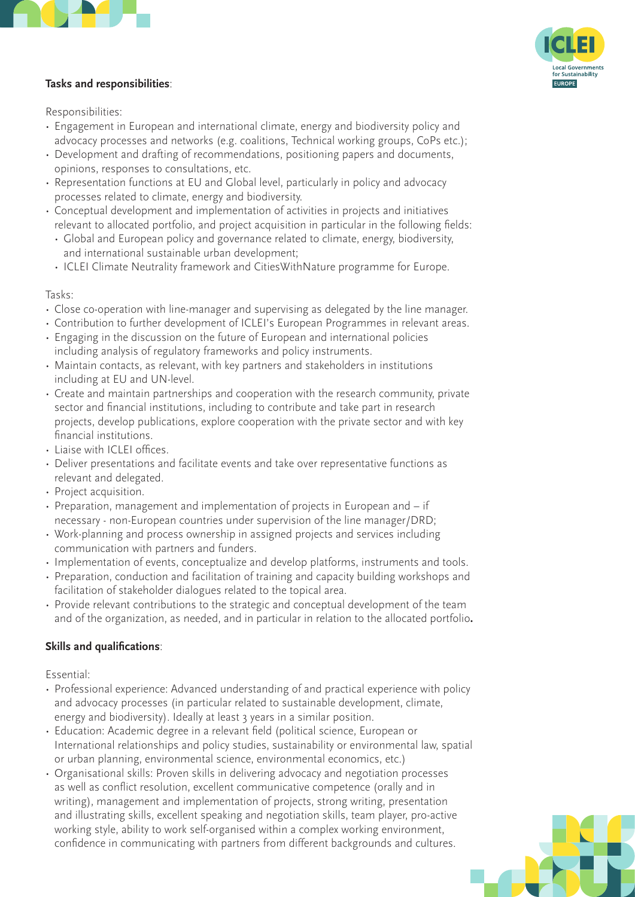**Tasks and responsibilities**:

Responsibilities:

- Engagement in European and international climate, energy and biodiversity policy and advocacy processes and networks (e.g. coalitions, Technical working groups, CoPs etc.);
- Development and drafting of recommendations, positioning papers and documents, opinions, responses to consultations, etc.
- Representation functions at EU and Global level, particularly in policy and advocacy processes related to climate, energy and biodiversity.
- Conceptual development and implementation of activities in projects and initiatives relevant to allocated portfolio, and project acquisition in particular in the following fields:
  - Global and European policy and governance related to climate, energy, biodiversity, and international sustainable urban development;
  - ICLEI Climate Neutrality framework and CitiesWithNature programme for Europe.

Tasks:

- Close co-operation with line-manager and supervising as delegated by the line manager.
- Contribution to further development of ICLEI's European Programmes in relevant areas.
- Engaging in the discussion on the future of European and international policies including analysis of regulatory frameworks and policy instruments.
- Maintain contacts, as relevant, with key partners and stakeholders in institutions including at EU and UN-level.
- Create and maintain partnerships and cooperation with the research community, private sector and financial institutions, including to contribute and take part in research projects, develop publications, explore cooperation with the private sector and with key financial institutions.
- Liaise with ICLEI offices.
- Deliver presentations and facilitate events and take over representative functions as relevant and delegated.
- Project acquisition.
- Preparation, management and implementation of projects in European and – if necessary - non-European countries under supervision of the line manager/DRD;
- Work-planning and process ownership in assigned projects and services including communication with partners and funders.
- Implementation of events, conceptualize and develop platforms, instruments and tools.
- Preparation, conduction and facilitation of training and capacity building workshops and facilitation of stakeholder dialogues related to the topical area.
- Provide relevant contributions to the strategic and conceptual development of the team and of the organization, as needed, and in particular in relation to the allocated portfolio**.**

**Skills and qualifications**:

Essential:

- Professional experience: Advanced understanding of and practical experience with policy and advocacy processes (in particular related to sustainable development, climate, energy and biodiversity). Ideally at least 3 years in a similar position.
- Education: Academic degree in a relevant field (political science, European or International relationships and policy studies, sustainability or environmental law, spatial or urban planning, environmental science, environmental economics, etc.)
- Organisational skills: Proven skills in delivering advocacy and negotiation processes as well as conflict resolution, excellent communicative competence (orally and in writing), management and implementation of projects, strong writing, presentation and illustrating skills, excellent speaking and negotiation skills, team player, pro-active working style, ability to work self-organised within a complex working environment, confidence in communicating with partners from different backgrounds and cultures.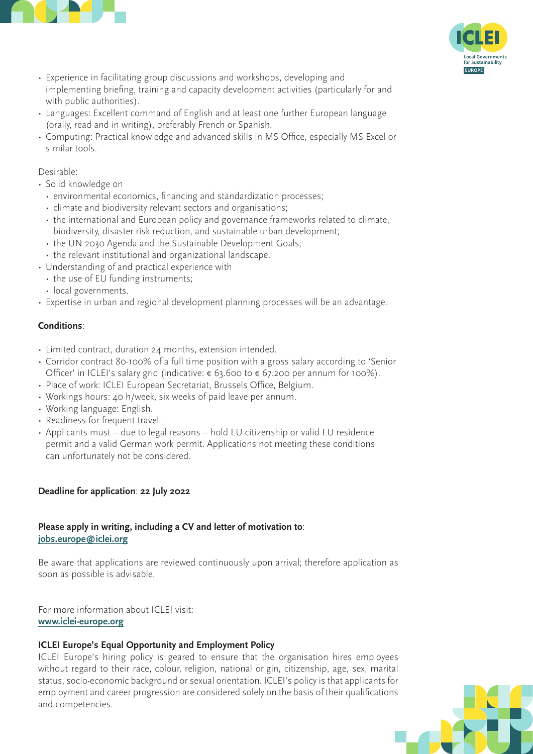- Experience in facilitating group discussions and workshops, developing and implementing briefing, training and capacity development activities (particularly for and with public authorities).
- Languages: Excellent command of English and at least one further European language (orally, read and in writing), preferably French or Spanish.
- Computing: Practical knowledge and advanced skills in MS Office, especially MS Excel or similar tools.

Desirable:

- Solid knowledge on
  - environmental economics, financing and standardization processes;
  - climate and biodiversity relevant sectors and organisations;
  - the international and European policy and governance frameworks related to climate, biodiversity, disaster risk reduction, and sustainable urban development;
  - the UN 2030 Agenda and the Sustainable Development Goals;
  - the relevant institutional and organizational landscape.
- Understanding of and practical experience with
  - the use of EU funding instruments;
  - local governments.
- Expertise in urban and regional development planning processes will be an advantage.

**Conditions**:

- Limited contract, duration 24 months, extension intended.
- Corridor contract 80-100% of a full time position with a gross salary according to 'Senior Officer' in ICLEI's salary grid (indicative: € 63.600 to € 67.200 per annum for 100%).
- Place of work: ICLEI European Secretariat, Brussels Office, Belgium.
- Workings hours: 40 h/week, six weeks of paid leave per annum.
- Working language: English.
- Readiness for frequent travel.
- Applicants must – due to legal reasons – hold EU citizenship or valid EU residence permit and a valid German work permit. Applications not meeting these conditions can unfortunately not be considered.

**Deadline for application**: **22 July 2022**

**Please apply in writing, including a CV and letter of motivation to**:
**jobs.europe@iclei.org**

Be aware that applications are reviewed continuously upon arrival; therefore application as soon as possible is advisable.

For more information about ICLEI visit:
**www.iclei-europe.org**

**ICLEI Europe's Equal Opportunity and Employment Policy**

ICLEI Europe's hiring policy is geared to ensure that the organisation hires employees without regard to their race, colour, religion, national origin, citizenship, age, sex, marital status, socio-economic background or sexual orientation. ICLEI's policy is that applicants for employment and career progression are considered solely on the basis of their qualifications and competencies.